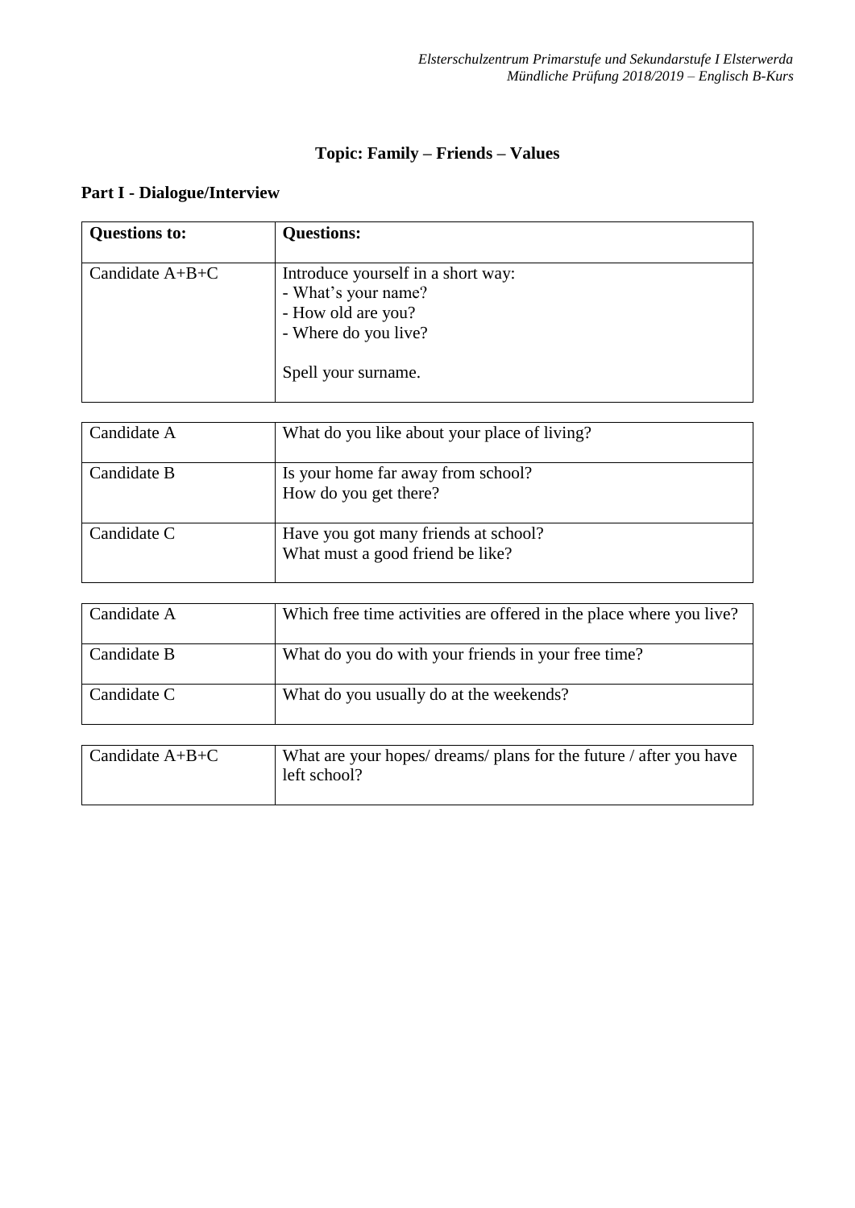*Elsterschulzentrum Primarstufe und Sekundarstufe I Elsterwerda*
*Mündliche Prüfung 2018/2019 – Englisch B-Kurs*

# Topic: Family – Friends – Values

## Part I - Dialogue/Interview

| Questions to: | Questions: |
|---|---|
| Candidate A+B+C | Introduce yourself in a short way:<br>- What's your name?<br>- How old are you?<br>- Where do you live?<br><br>Spell your surname. |

| | |
|---|---|
| Candidate A | What do you like about your place of living? |
| Candidate B | Is your home far away from school?<br>How do you get there? |
| Candidate C | Have you got many friends at school?<br>What must a good friend be like? |

| | |
|---|---|
| Candidate A | Which free time activities are offered in the place where you live? |
| Candidate B | What do you do with your friends in your free time? |
| Candidate C | What do you usually do at the weekends? |

| | |
|---|---|
| Candidate A+B+C | What are your hopes/ dreams/ plans for the future / after you have left school? |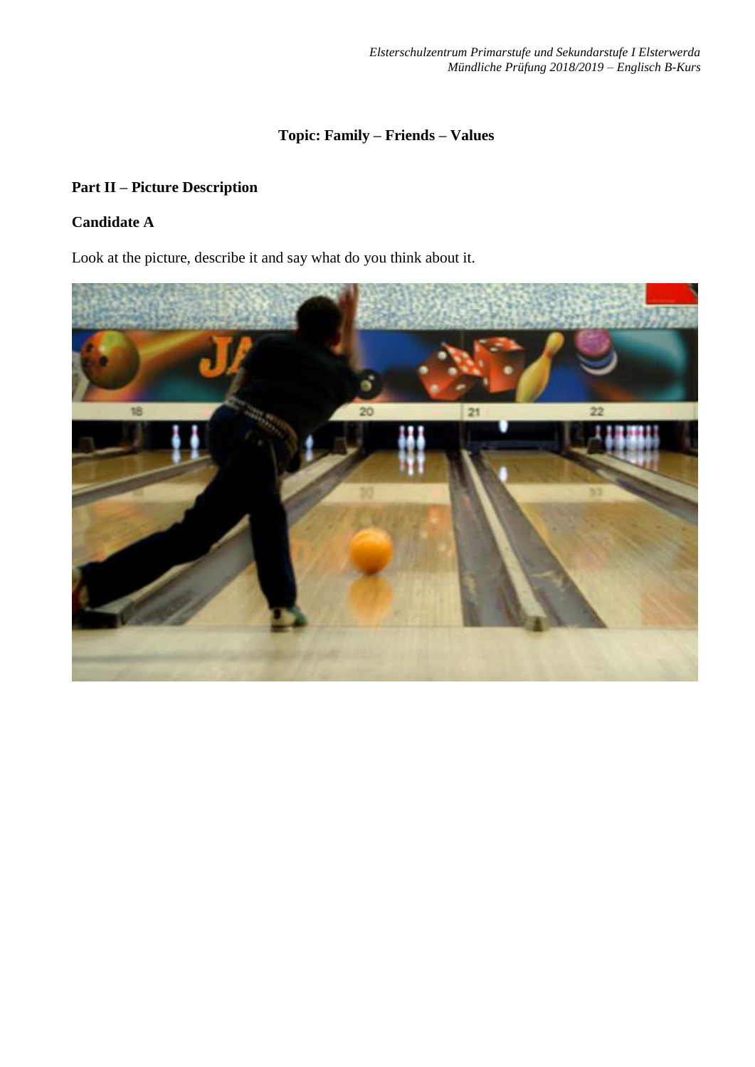**Topic: Family – Friends – Values**

**Part II – Picture Description**

**Candidate A**

Look at the picture, describe it and say what do you think about it.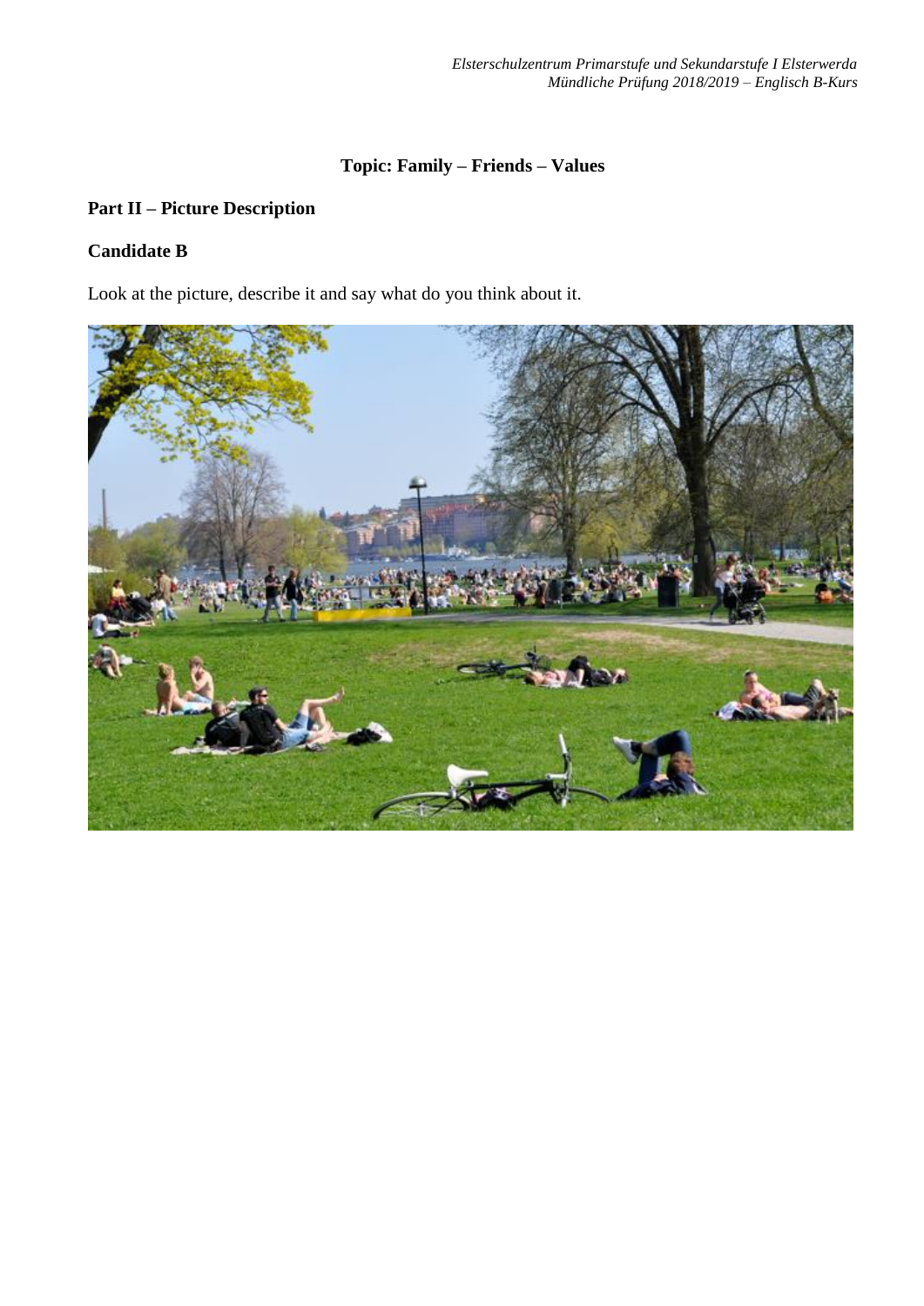**Topic: Family – Friends – Values**

**Part II – Picture Description**

**Candidate B**

Look at the picture, describe it and say what do you think about it.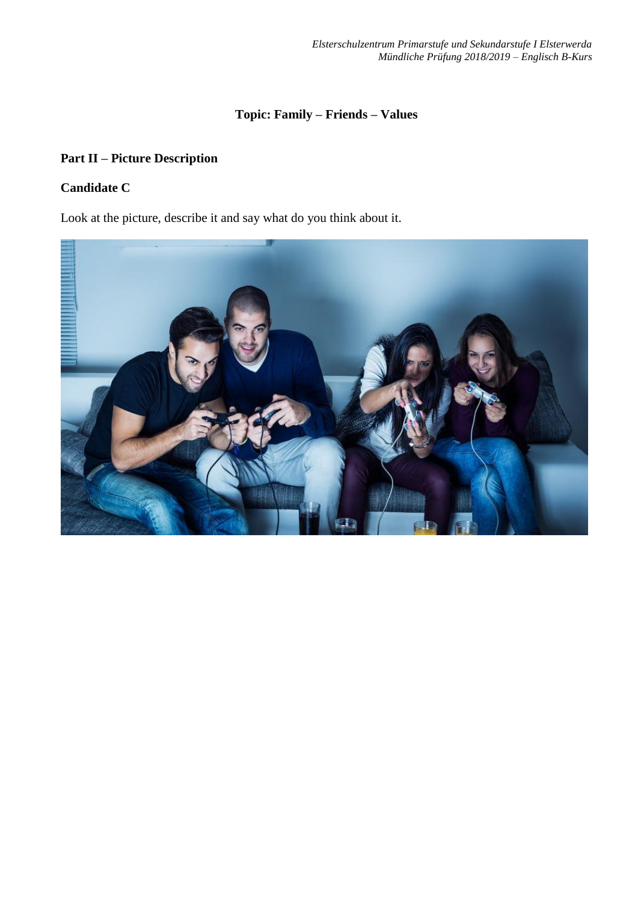**Topic: Family – Friends – Values**

**Part II – Picture Description**

**Candidate C**

Look at the picture, describe it and say what do you think about it.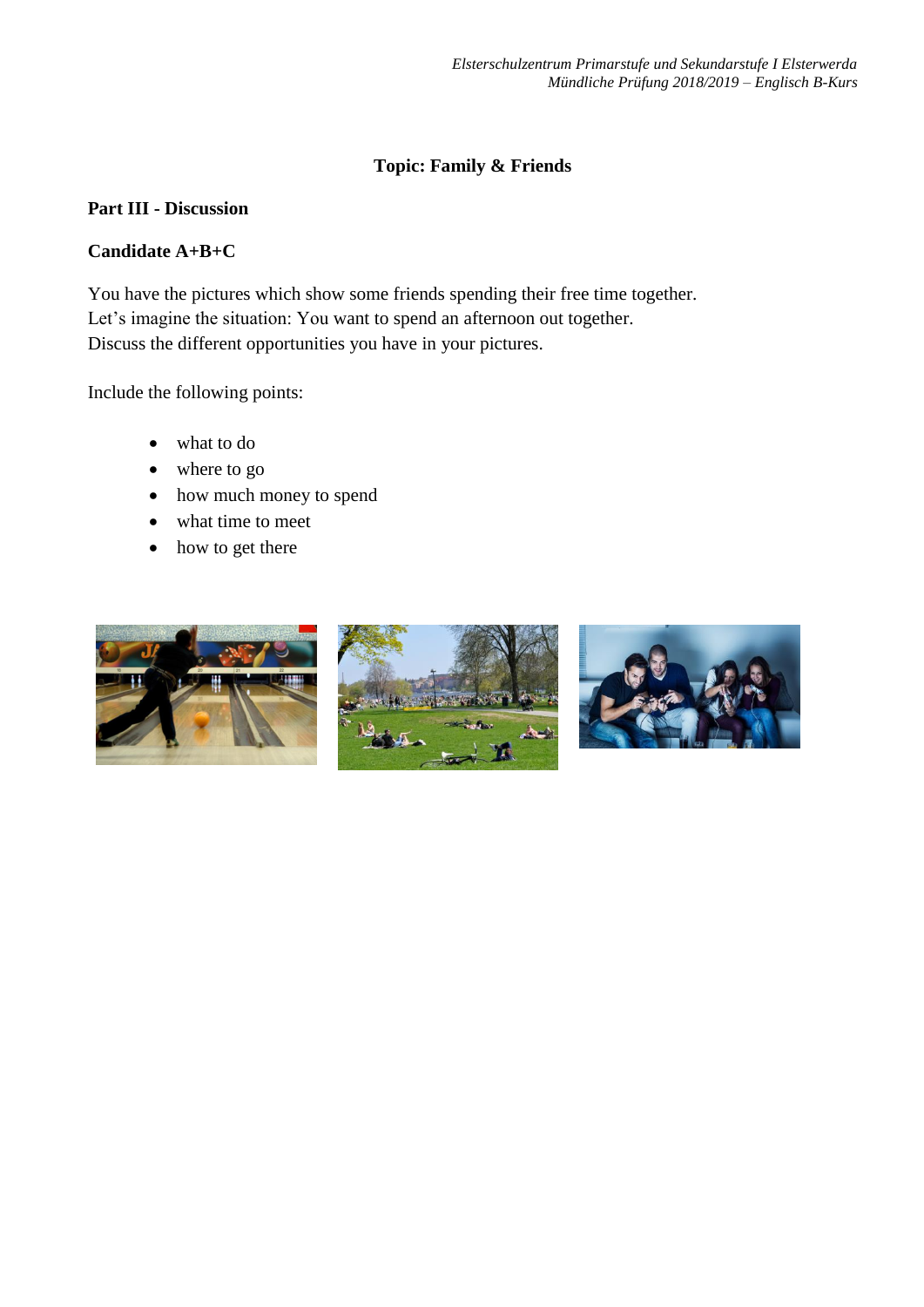*Elsterschulzentrum Primarstufe und Sekundarstufe I Elsterwerda*
*Mündliche Prüfung 2018/2019 – Englisch B-Kurs*

## Topic: Family & Friends

**Part III - Discussion**

**Candidate A+B+C**

You have the pictures which show some friends spending their free time together.
Let's imagine the situation: You want to spend an afternoon out together.
Discuss the different opportunities you have in your pictures.

Include the following points:

- what to do
- where to go
- how much money to spend
- what time to meet
- how to get there